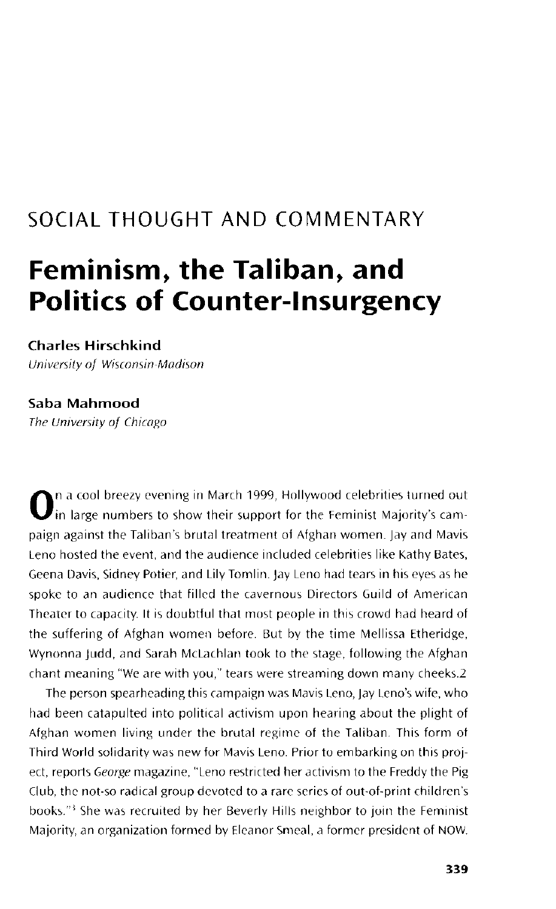SOCIAL THOUGHT AND COMMENTARY

# Feminism, the Taliban, and Politics of Counter-Insurgency

**Charles Hirschkind**
*University of Wisconsin-Madison*

**Saba Mahmood**
*The University of Chicago*

On a cool breezy evening in March 1999, Hollywood celebrities turned out in large numbers to show their support for the Feminist Majority's campaign against the Taliban's brutal treatment of Afghan women. Jay and Mavis Leno hosted the event, and the audience included celebrities like Kathy Bates, Geena Davis, Sidney Potier, and Lily Tomlin. Jay Leno had tears in his eyes as he spoke to an audience that filled the cavernous Directors Guild of American Theater to capacity. It is doubtful that most people in this crowd had heard of the suffering of Afghan women before. But by the time Mellissa Etheridge, Wynonna Judd, and Sarah McLachlan took to the stage, following the Afghan chant meaning "We are with you," tears were streaming down many cheeks.2

The person spearheading this campaign was Mavis Leno, Jay Leno's wife, who had been catapulted into political activism upon hearing about the plight of Afghan women living under the brutal regime of the Taliban. This form of Third World solidarity was new for Mavis Leno. Prior to embarking on this project, reports *George* magazine, "Leno restricted her activism to the Freddy the Pig Club, the not-so radical group devoted to a rare series of out-of-print children's books."[3] She was recruited by her Beverly Hills neighbor to join the Feminist Majority, an organization formed by Eleanor Smeal, a former president of NOW.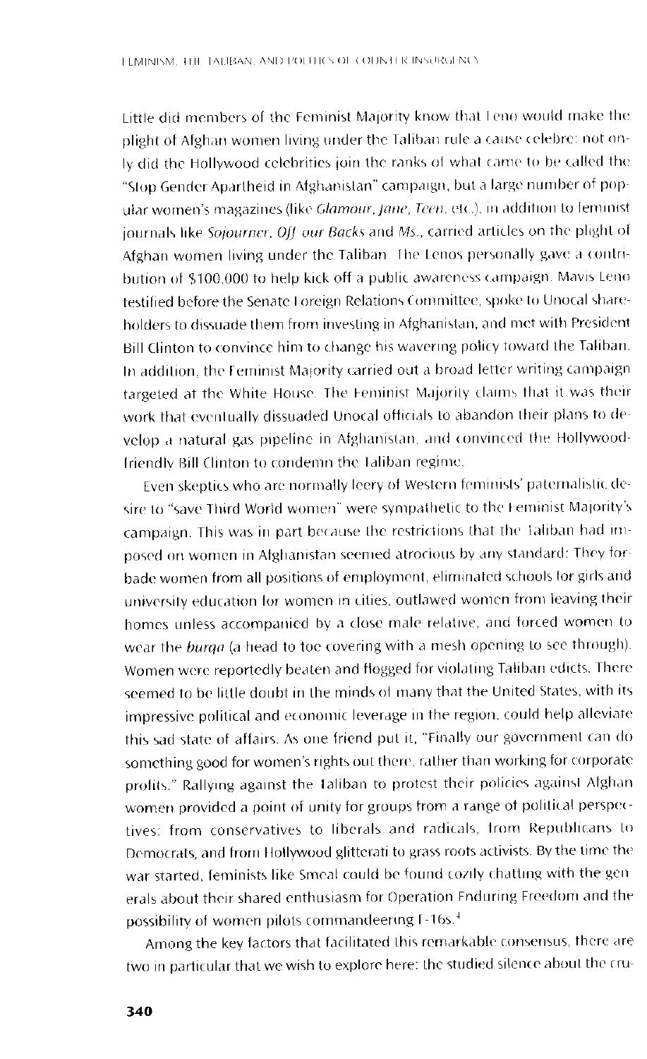Little did members of the Feminist Majority know that Leno would make the plight of Afghan women living under the Taliban rule a cause celebre: not only did the Hollywood celebrities join the ranks of what came to be called the "Stop Gender Apartheid in Afghanistan" campaign, but a large number of popular women's magazines (like *Glamour*, *Jane*, *Teen*, etc.), in addition to feminist journals like *Sojourner*, *Off our Backs* and *Ms.*, carried articles on the plight of Afghan women living under the Taliban. The Lenos personally gave a contribution of $100,000 to help kick off a public awareness campaign. Mavis Leno testified before the Senate Foreign Relations Committee, spoke to Unocal shareholders to dissuade them from investing in Afghanistan, and met with President Bill Clinton to convince him to change his wavering policy toward the Taliban. In addition, the Feminist Majority carried out a broad letter writing campaign targeted at the White House. The Feminist Majority claims that it was their work that eventually dissuaded Unocal officials to abandon their plans to develop a natural gas pipeline in Afghanistan, and convinced the Hollywood-friendly Bill Clinton to condemn the Taliban regime.

Even skeptics who are normally leery of Western feminists' paternalistic desire to "save Third World women" were sympathetic to the Feminist Majority's campaign. This was in part because the restrictions that the Taliban had imposed on women in Afghanistan seemed atrocious by any standard: They forbade women from all positions of employment, eliminated schools for girls and university education for women in cities, outlawed women from leaving their homes unless accompanied by a close male relative, and forced women to wear the *burqa* (a head to toe covering with a mesh opening to see through). Women were reportedly beaten and flogged for violating Taliban edicts. There seemed to be little doubt in the minds of many that the United States, with its impressive political and economic leverage in the region, could help alleviate this sad state of affairs. As one friend put it, "Finally our government can do something good for women's rights out there, rather than working for corporate profits." Rallying against the Taliban to protest their policies against Afghan women provided a point of unity for groups from a range of political perspectives: from conservatives to liberals and radicals, from Republicans to Democrats, and from Hollywood glitterati to grass roots activists. By the time the war started, feminists like Smeal could be found cozily chatting with the generals about their shared enthusiasm for Operation Enduring Freedom and the possibility of women pilots commandeering F-16s.[4]

Among the key factors that facilitated this remarkable consensus, there are two in particular that we wish to explore here: the studied silence about the cru-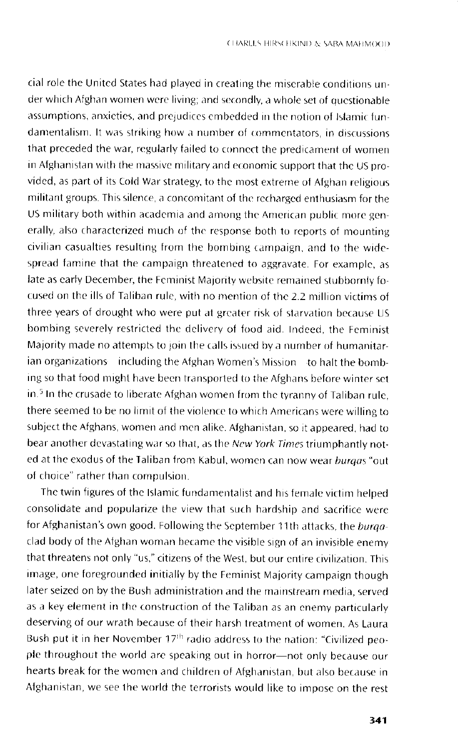cial role the United States had played in creating the miserable conditions under which Afghan women were living; and secondly, a whole set of questionable assumptions, anxieties, and prejudices embedded in the notion of Islamic fundamentalism. It was striking how a number of commentators, in discussions that preceded the war, regularly failed to connect the predicament of women in Afghanistan with the massive military and economic support that the US provided, as part of its Cold War strategy, to the most extreme of Afghan religious militant groups. This silence, a concomitant of the recharged enthusiasm for the US military both within academia and among the American public more generally, also characterized much of the response both to reports of mounting civilian casualties resulting from the bombing campaign, and to the widespread famine that the campaign threatened to aggravate. For example, as late as early December, the Feminist Majority website remained stubbornly focused on the ills of Taliban rule, with no mention of the 2.2 million victims of three years of drought who were put at greater risk of starvation because US bombing severely restricted the delivery of food aid. Indeed, the Feminist Majority made no attempts to join the calls issued by a number of humanitarian organizations—including the Afghan Women's Mission—to halt the bombing so that food might have been transported to the Afghans before winter set in.[5] In the crusade to liberate Afghan women from the tyranny of Taliban rule, there seemed to be no limit of the violence to which Americans were willing to subject the Afghans, women and men alike. Afghanistan, so it appeared, had to bear another devastating war so that, as the *New York Times* triumphantly noted at the exodus of the Taliban from Kabul, women can now wear *burqas* "out of choice" rather than compulsion.

The twin figures of the Islamic fundamentalist and his female victim helped consolidate and popularize the view that such hardship and sacrifice were for Afghanistan's own good. Following the September 11th attacks, the *burqa*-clad body of the Afghan woman became the visible sign of an invisible enemy that threatens not only "us," citizens of the West, but our entire civilization. This image, one foregrounded initially by the Feminist Majority campaign though later seized on by the Bush administration and the mainstream media, served as a key element in the construction of the Taliban as an enemy particularly deserving of our wrath because of their harsh treatment of women. As Laura Bush put it in her November 17th radio address to the nation: "Civilized people throughout the world are speaking out in horror—not only because our hearts break for the women and children of Afghanistan, but also because in Afghanistan, we see the world the terrorists would like to impose on the rest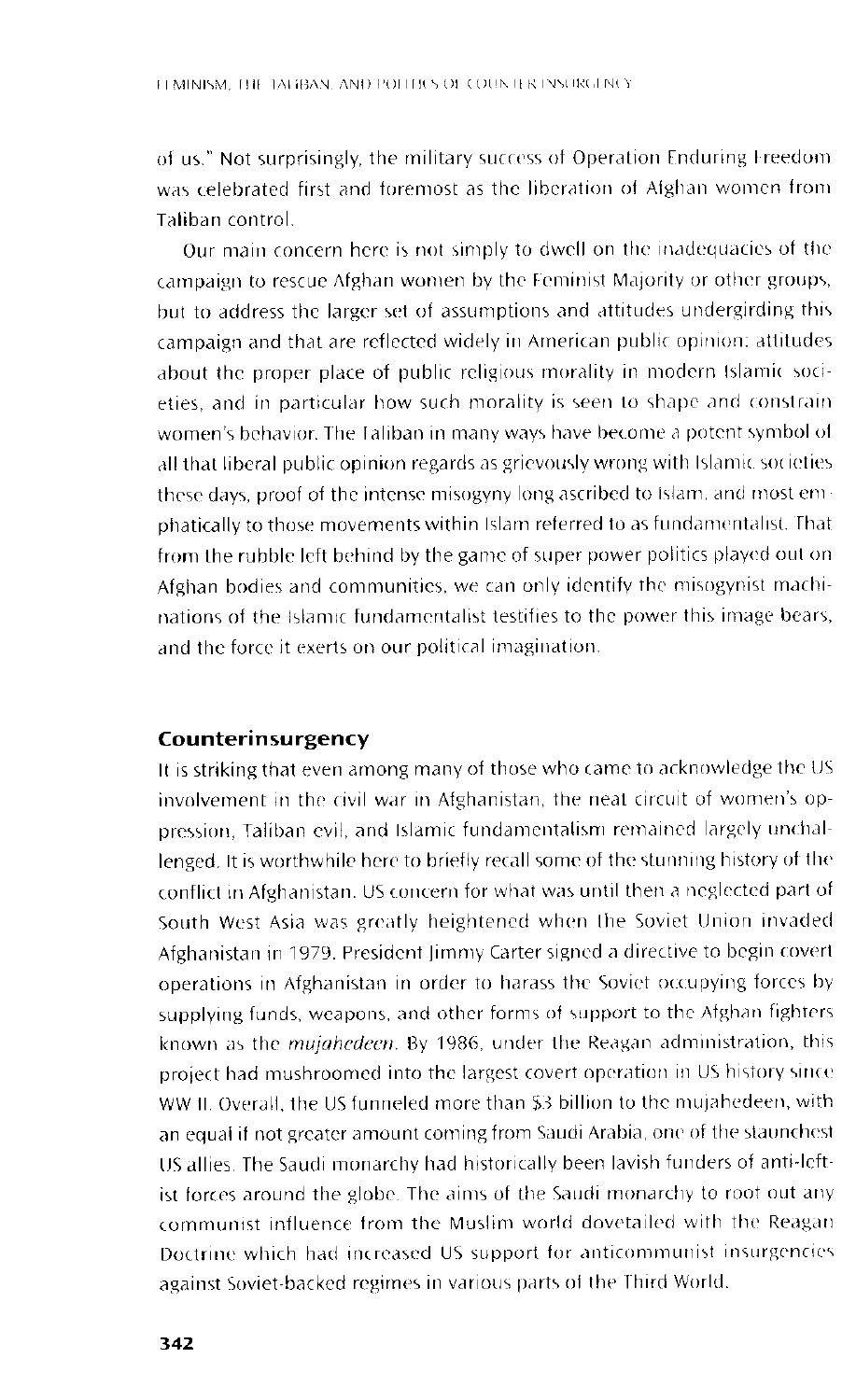of us." Not surprisingly, the military success of Operation Enduring Freedom was celebrated first and foremost as the liberation of Afghan women from Taliban control.

Our main concern here is not simply to dwell on the inadequacies of the campaign to rescue Afghan women by the Feminist Majority or other groups, but to address the larger set of assumptions and attitudes undergirding this campaign and that are reflected widely in American public opinion: attitudes about the proper place of public religious morality in modern Islamic societies, and in particular how such morality is seen to shape and constrain women's behavior. The Taliban in many ways have become a potent symbol of all that liberal public opinion regards as grievously wrong with Islamic societies these days, proof of the intense misogyny long ascribed to Islam, and most emphatically to those movements within Islam referred to as fundamentalist. That from the rubble left behind by the game of super power politics played out on Afghan bodies and communities, we can only identify the misogynist machinations of the Islamic fundamentalist testifies to the power this image bears, and the force it exerts on our political imagination.

## Counterinsurgency

It is striking that even among many of those who came to acknowledge the US involvement in the civil war in Afghanistan, the neat circuit of women's oppression, Taliban evil, and Islamic fundamentalism remained largely unchallenged. It is worthwhile here to briefly recall some of the stunning history of the conflict in Afghanistan. US concern for what was until then a neglected part of South West Asia was greatly heightened when the Soviet Union invaded Afghanistan in 1979. President Jimmy Carter signed a directive to begin covert operations in Afghanistan in order to harass the Soviet occupying forces by supplying funds, weapons, and other forms of support to the Afghan fighters known as the *mujahedeen*. By 1986, under the Reagan administration, this project had mushroomed into the largest covert operation in US history since WW II. Overall, the US funneled more than $3 billion to the mujahedeen, with an equal if not greater amount coming from Saudi Arabia, one of the staunchest US allies. The Saudi monarchy had historically been lavish funders of anti-leftist forces around the globe. The aims of the Saudi monarchy to root out any communist influence from the Muslim world dovetailed with the Reagan Doctrine which had increased US support for anticommunist insurgencies against Soviet-backed regimes in various parts of the Third World.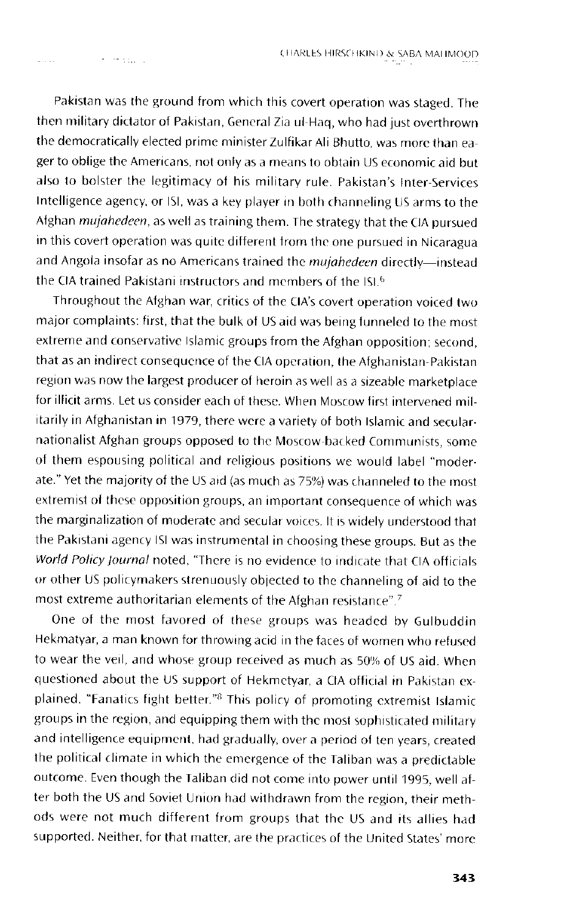Pakistan was the ground from which this covert operation was staged. The then military dictator of Pakistan, General Zia ul-Haq, who had just overthrown the democratically elected prime minister Zulfikar Ali Bhutto, was more than eager to oblige the Americans, not only as a means to obtain US economic aid but also to bolster the legitimacy of his military rule. Pakistan's Inter-Services Intelligence agency, or ISI, was a key player in both channeling US arms to the Afghan *mujahedeen*, as well as training them. The strategy that the CIA pursued in this covert operation was quite different from the one pursued in Nicaragua and Angola insofar as no Americans trained the *mujahedeen* directly—instead the CIA trained Pakistani instructors and members of the ISI.[6]

Throughout the Afghan war, critics of the CIA's covert operation voiced two major complaints: first, that the bulk of US aid was being funneled to the most extreme and conservative Islamic groups from the Afghan opposition; second, that as an indirect consequence of the CIA operation, the Afghanistan-Pakistan region was now the largest producer of heroin as well as a sizeable marketplace for illicit arms. Let us consider each of these. When Moscow first intervened militarily in Afghanistan in 1979, there were a variety of both Islamic and secular-nationalist Afghan groups opposed to the Moscow-backed Communists, some of them espousing political and religious positions we would label "moderate." Yet the majority of the US aid (as much as 75%) was channeled to the most extremist of these opposition groups, an important consequence of which was the marginalization of moderate and secular voices. It is widely understood that the Pakistani agency ISI was instrumental in choosing these groups. But as the *World Policy Journal* noted, "There is no evidence to indicate that CIA officials or other US policymakers strenuously objected to the channeling of aid to the most extreme authoritarian elements of the Afghan resistance".[7]

One of the most favored of these groups was headed by Gulbuddin Hekmatyar, a man known for throwing acid in the faces of women who refused to wear the veil, and whose group received as much as 50% of US aid. When questioned about the US support of Hekmetyar, a CIA official in Pakistan explained, "Fanatics fight better."[8] This policy of promoting extremist Islamic groups in the region, and equipping them with the most sophisticated military and intelligence equipment, had gradually, over a period of ten years, created the political climate in which the emergence of the Taliban was a predictable outcome. Even though the Taliban did not come into power until 1995, well after both the US and Soviet Union had withdrawn from the region, their methods were not much different from groups that the US and its allies had supported. Neither, for that matter, are the practices of the United States' more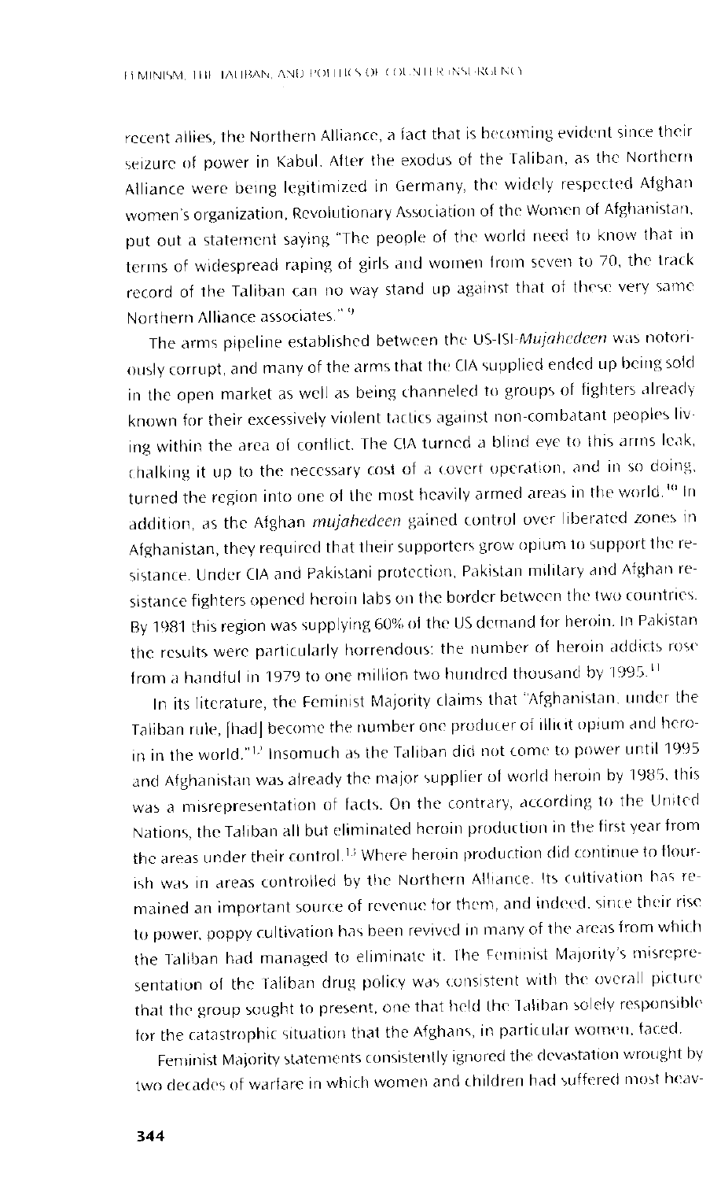recent allies, the Northern Alliance, a fact that is becoming evident since their seizure of power in Kabul. After the exodus of the Taliban, as the Northern Alliance were being legitimized in Germany, the widely respected Afghan women's organization, Revolutionary Association of the Women of Afghanistan, put out a statement saying "The people of the world need to know that in terms of widespread raping of girls and women from seven to 70, the track record of the Taliban can no way stand up against that of these very same Northern Alliance associates."[9]

The arms pipeline established between the US-ISI-*Mujahedeen* was notoriously corrupt, and many of the arms that the CIA supplied ended up being sold in the open market as well as being channeled to groups of fighters already known for their excessively violent tactics against non-combatant peoples living within the area of conflict. The CIA turned a blind eye to this arms leak, chalking it up to the necessary cost of a covert operation, and in so doing, turned the region into one of the most heavily armed areas in the world.[10] In addition, as the Afghan *mujahedeen* gained control over liberated zones in Afghanistan, they required that their supporters grow opium to support the resistance. Under CIA and Pakistani protection, Pakistan military and Afghan resistance fighters opened heroin labs on the border between the two countries. By 1981 this region was supplying 60% of the US demand for heroin. In Pakistan the results were particularly horrendous: the number of heroin addicts rose from a handful in 1979 to one million two hundred thousand by 1995.[11]

In its literature, the Feminist Majority claims that "Afghanistan, under the Taliban rule, [had] become the number one producer of illicit opium and heroin in the world."[12] Insomuch as the Taliban did not come to power until 1995 and Afghanistan was already the major supplier of world heroin by 1985, this was a misrepresentation of facts. On the contrary, according to the United Nations, the Taliban all but eliminated heroin production in the first year from the areas under their control.[13] Where heroin production did continue to flourish was in areas controlled by the Northern Alliance. Its cultivation has remained an important source of revenue for them, and indeed, since their rise to power, poppy cultivation has been revived in many of the areas from which the Taliban had managed to eliminate it. The Feminist Majority's misrepresentation of the Taliban drug policy was consistent with the overall picture that the group sought to present, one that held the Taliban solely responsible for the catastrophic situation that the Afghans, in particular women, faced.

Feminist Majority statements consistently ignored the devastation wrought by two decades of warfare in which women and children had suffered most heav-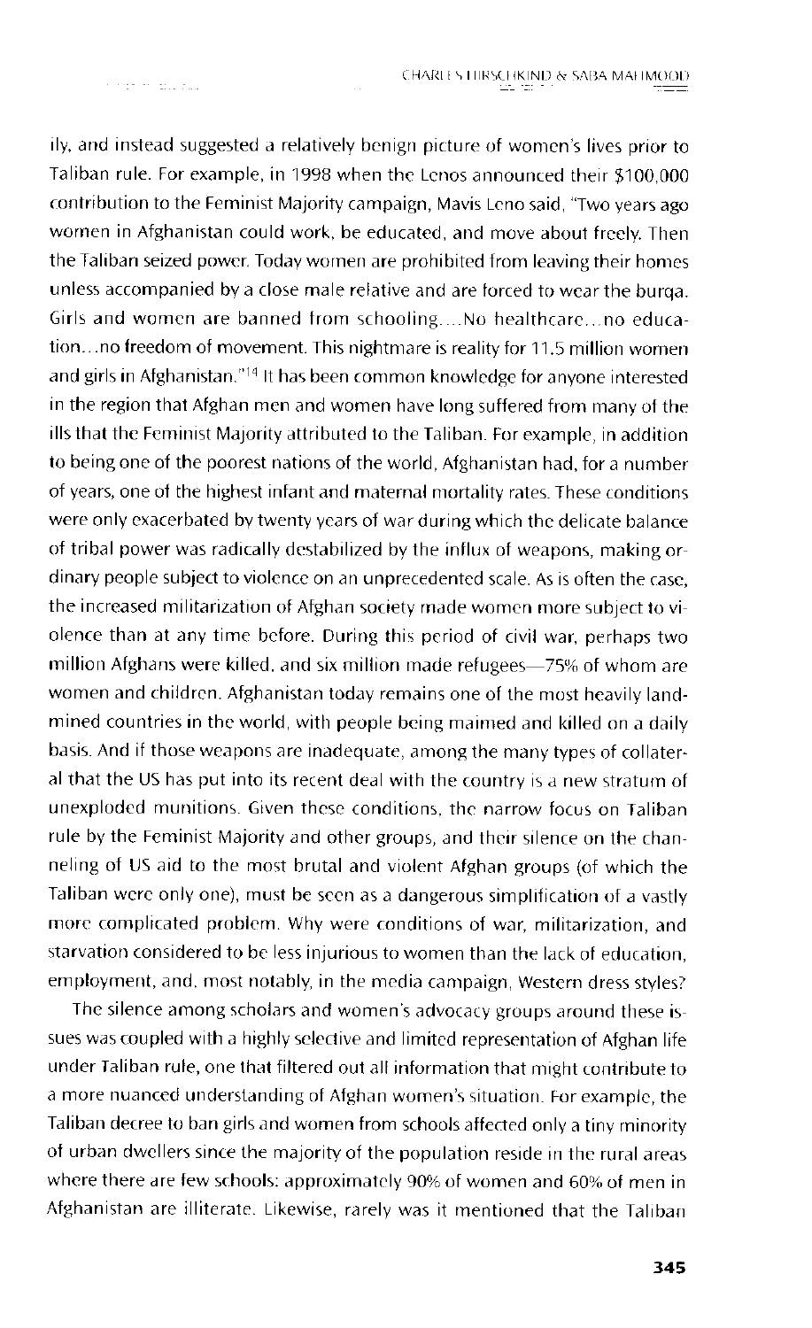ily, and instead suggested a relatively benign picture of women's lives prior to Taliban rule. For example, in 1998 when the Lenos announced their $100,000 contribution to the Feminist Majority campaign, Mavis Leno said, "Two years ago women in Afghanistan could work, be educated, and move about freely. Then the Taliban seized power. Today women are prohibited from leaving their homes unless accompanied by a close male relative and are forced to wear the burqa. Girls and women are banned from schooling....No healthcare...no education...no freedom of movement. This nightmare is reality for 11.5 million women and girls in Afghanistan."[14] It has been common knowledge for anyone interested in the region that Afghan men and women have long suffered from many of the ills that the Feminist Majority attributed to the Taliban. For example, in addition to being one of the poorest nations of the world, Afghanistan had, for a number of years, one of the highest infant and maternal mortality rates. These conditions were only exacerbated by twenty years of war during which the delicate balance of tribal power was radically destabilized by the influx of weapons, making ordinary people subject to violence on an unprecedented scale. As is often the case, the increased militarization of Afghan society made women more subject to violence than at any time before. During this period of civil war, perhaps two million Afghans were killed, and six million made refugees—75% of whom are women and children. Afghanistan today remains one of the most heavily landmined countries in the world, with people being maimed and killed on a daily basis. And if those weapons are inadequate, among the many types of collateral that the US has put into its recent deal with the country is a new stratum of unexploded munitions. Given these conditions, the narrow focus on Taliban rule by the Feminist Majority and other groups, and their silence on the channeling of US aid to the most brutal and violent Afghan groups (of which the Taliban were only one), must be seen as a dangerous simplification of a vastly more complicated problem. Why were conditions of war, militarization, and starvation considered to be less injurious to women than the lack of education, employment, and, most notably, in the media campaign, Western dress styles?

The silence among scholars and women's advocacy groups around these issues was coupled with a highly selective and limited representation of Afghan life under Taliban rule, one that filtered out all information that might contribute to a more nuanced understanding of Afghan women's situation. For example, the Taliban decree to ban girls and women from schools affected only a tiny minority of urban dwellers since the majority of the population reside in the rural areas where there are few schools: approximately 90% of women and 60% of men in Afghanistan are illiterate. Likewise, rarely was it mentioned that the Taliban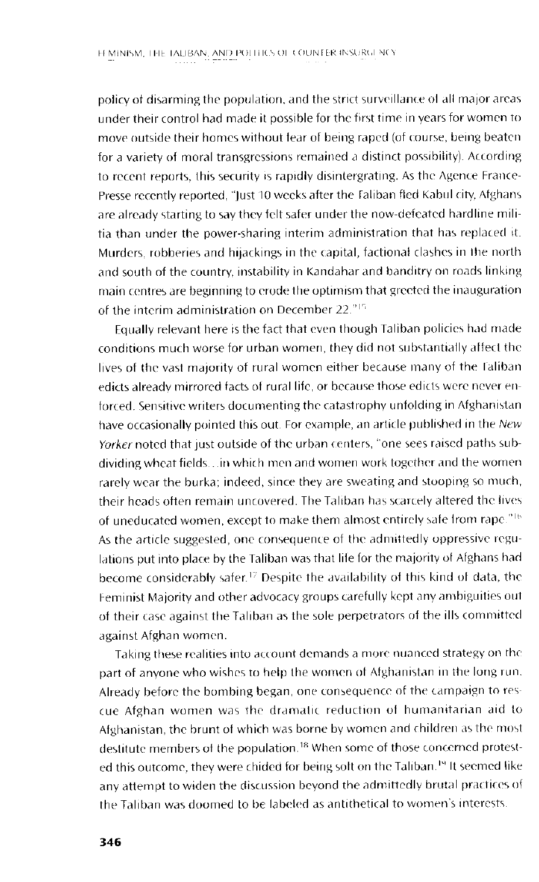policy of disarming the population, and the strict surveillance of all major areas under their control had made it possible for the first time in years for women to move outside their homes without fear of being raped (of course, being beaten for a variety of moral transgressions remained a distinct possibility). According to recent reports, this security is rapidly disintergrating. As the Agence France-Presse recently reported, "Just 10 weeks after the Taliban fled Kabul city, Afghans are already starting to say they felt safer under the now-defeated hardline militia than under the power-sharing interim administration that has replaced it. Murders, robberies and hijackings in the capital, factional clashes in the north and south of the country, instability in Kandahar and banditry on roads linking main centres are beginning to erode the optimism that greeted the inauguration of the interim administration on December 22."[15]

Equally relevant here is the fact that even though Taliban policies had made conditions much worse for urban women, they did not substantially affect the lives of the vast majority of rural women either because many of the Taliban edicts already mirrored facts of rural life, or because those edicts were never enforced. Sensitive writers documenting the catastrophy unfolding in Afghanistan have occasionally pointed this out. For example, an article published in the *New Yorker* noted that just outside of the urban centers, "one sees raised paths subdividing wheat fields…in which men and women work together and the women rarely wear the burka; indeed, since they are sweating and stooping so much, their heads often remain uncovered. The Taliban has scarcely altered the lives of uneducated women, except to make them almost entirely safe from rape."[16] As the article suggested, one consequence of the admittedly oppressive regulations put into place by the Taliban was that life for the majority of Afghans had become considerably safer.[17] Despite the availability of this kind of data, the Feminist Majority and other advocacy groups carefully kept any ambiguities out of their case against the Taliban as the sole perpetrators of the ills committed against Afghan women.

Taking these realities into account demands a more nuanced strategy on the part of anyone who wishes to help the women of Afghanistan in the long run. Already before the bombing began, one consequence of the campaign to rescue Afghan women was the dramatic reduction of humanitarian aid to Afghanistan, the brunt of which was borne by women and children as the most destitute members of the population.[18] When some of those concerned protested this outcome, they were chided for being soft on the Taliban.[19] It seemed like any attempt to widen the discussion beyond the admittedly brutal practices of the Taliban was doomed to be labeled as antithetical to women's interests.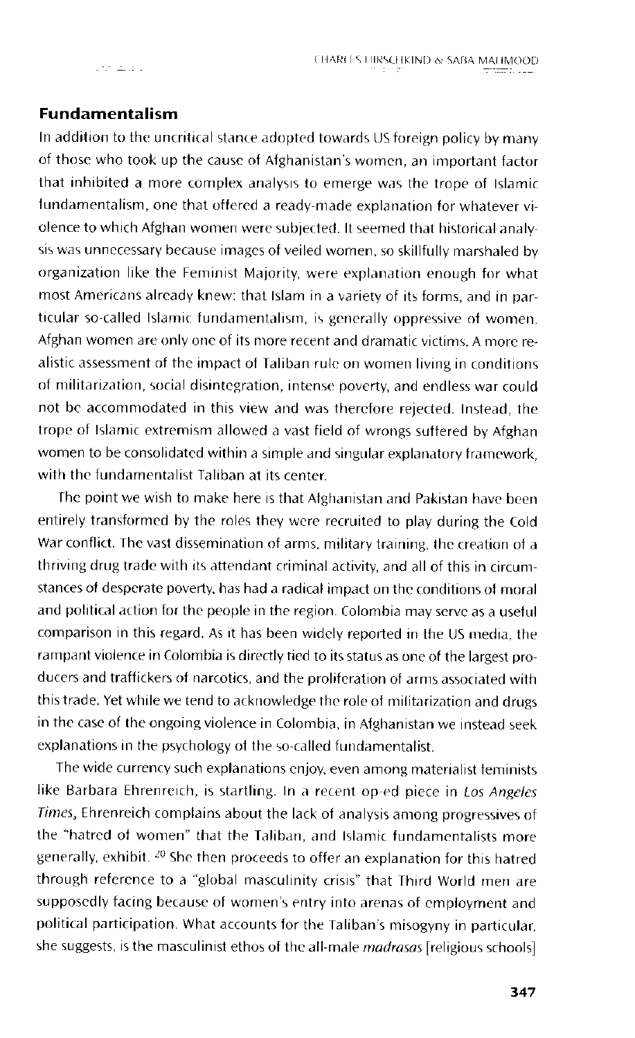## Fundamentalism

In addition to the uncritical stance adopted towards US foreign policy by many of those who took up the cause of Afghanistan's women, an important factor that inhibited a more complex analysis to emerge was the trope of Islamic fundamentalism, one that offered a ready-made explanation for whatever violence to which Afghan women were subjected. It seemed that historical analysis was unnecessary because images of veiled women, so skillfully marshaled by organization like the Feminist Majority, were explanation enough for what most Americans already knew: that Islam in a variety of its forms, and in particular so-called Islamic fundamentalism, is generally oppressive of women. Afghan women are only one of its more recent and dramatic victims. A more realistic assessment of the impact of Taliban rule on women living in conditions of militarization, social disintegration, intense poverty, and endless war could not be accommodated in this view and was therefore rejected. Instead, the trope of Islamic extremism allowed a vast field of wrongs suffered by Afghan women to be consolidated within a simple and singular explanatory framework, with the fundamentalist Taliban at its center.

The point we wish to make here is that Afghanistan and Pakistan have been entirely transformed by the roles they were recruited to play during the Cold War conflict. The vast dissemination of arms, military training, the creation of a thriving drug trade with its attendant criminal activity, and all of this in circumstances of desperate poverty, has had a radical impact on the conditions of moral and political action for the people in the region. Colombia may serve as a useful comparison in this regard. As it has been widely reported in the US media, the rampant violence in Colombia is directly tied to its status as one of the largest producers and traffickers of narcotics, and the proliferation of arms associated with this trade. Yet while we tend to acknowledge the role of militarization and drugs in the case of the ongoing violence in Colombia, in Afghanistan we instead seek explanations in the psychology of the so-called fundamentalist.

The wide currency such explanations enjoy, even among materialist feminists like Barbara Ehrenreich, is startling. In a recent op-ed piece in *Los Angeles Times*, Ehrenreich complains about the lack of analysis among progressives of the "hatred of women" that the Taliban, and Islamic fundamentalists more generally, exhibit. [20] She then proceeds to offer an explanation for this hatred through reference to a "global masculinity crisis" that Third World men are supposedly facing because of women's entry into arenas of employment and political participation. What accounts for the Taliban's misogyny in particular, she suggests, is the masculinist ethos of the all-male *madrasas* [religious schools]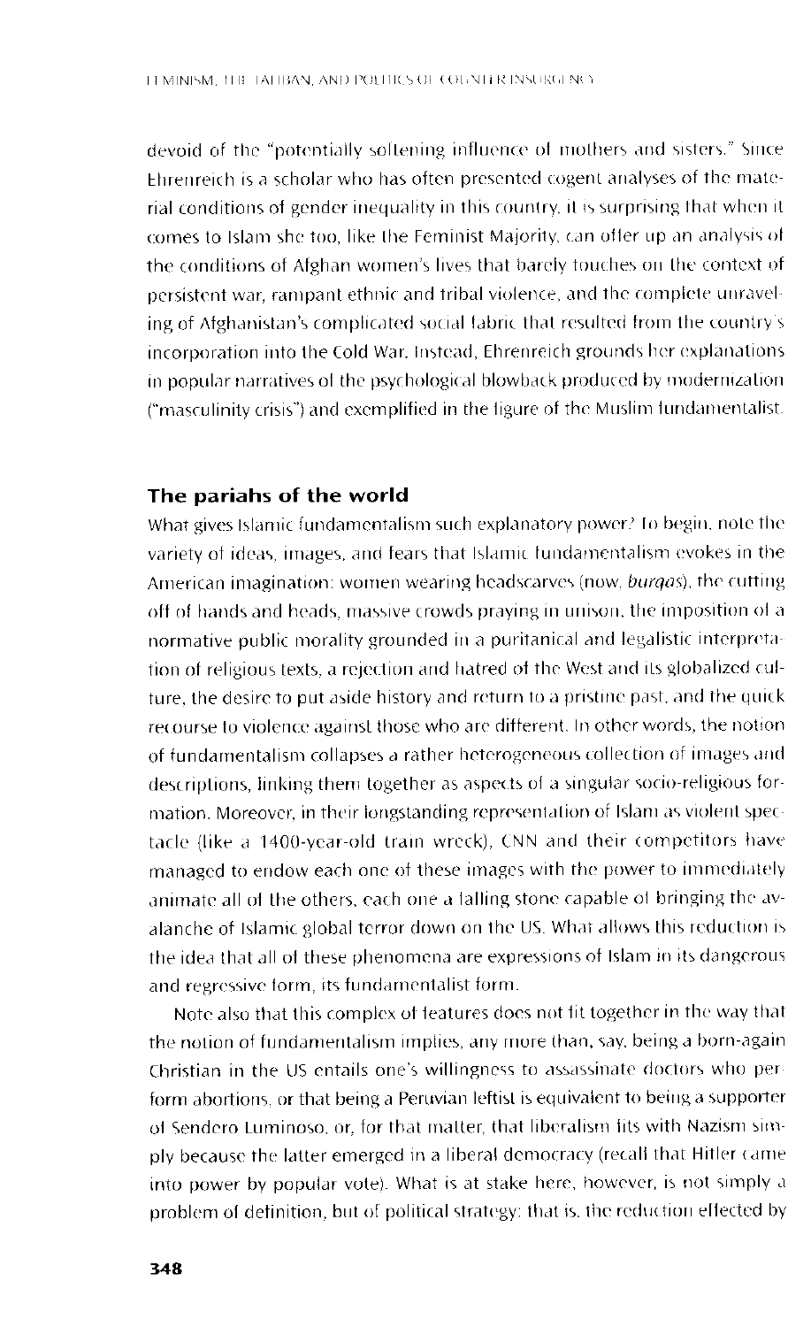devoid of the "potentially softening influence of mothers and sisters." Since Ehrenreich is a scholar who has often presented cogent analyses of the material conditions of gender inequality in this country, it is surprising that when it comes to Islam she too, like the Feminist Majority, can offer up an analysis of the conditions of Afghan women's lives that barely touches on the context of persistent war, rampant ethnic and tribal violence, and the complete unraveling of Afghanistan's complicated social fabric that resulted from the country's incorporation into the Cold War. Instead, Ehrenreich grounds her explanations in popular narratives of the psychological blowback produced by modernization ("masculinity crisis") and exemplified in the figure of the Muslim fundamentalist.

## The pariahs of the world

What gives Islamic fundamentalism such explanatory power? To begin, note the variety of ideas, images, and fears that Islamic fundamentalism evokes in the American imagination: women wearing headscarves (now, *burqas*), the cutting off of hands and heads, massive crowds praying in unison, the imposition of a normative public morality grounded in a puritanical and legalistic interpretation of religious texts, a rejection and hatred of the West and its globalized culture, the desire to put aside history and return to a pristine past, and the quick recourse to violence against those who are different. In other words, the notion of fundamentalism collapses a rather heterogeneous collection of images and descriptions, linking them together as aspects of a singular socio-religious formation. Moreover, in their longstanding representation of Islam as violent spectacle (like a 1400-year-old train wreck), CNN and their competitors have managed to endow each one of these images with the power to immediately animate all of the others, each one a falling stone capable of bringing the avalanche of Islamic global terror down on the US. What allows this reduction is the idea that all of these phenomena are expressions of Islam in its dangerous and regressive form, its fundamentalist form.

Note also that this complex of features does not fit together in the way that the notion of fundamentalism implies, any more than, say, being a born-again Christian in the US entails one's willingness to assassinate doctors who perform abortions, or that being a Peruvian leftist is equivalent to being a supporter of Sendero Luminoso, or, for that matter, that liberalism fits with Nazism simply because the latter emerged in a liberal democracy (recall that Hitler came into power by popular vote). What is at stake here, however, is not simply a problem of definition, but of political strategy: that is, the reduction effected by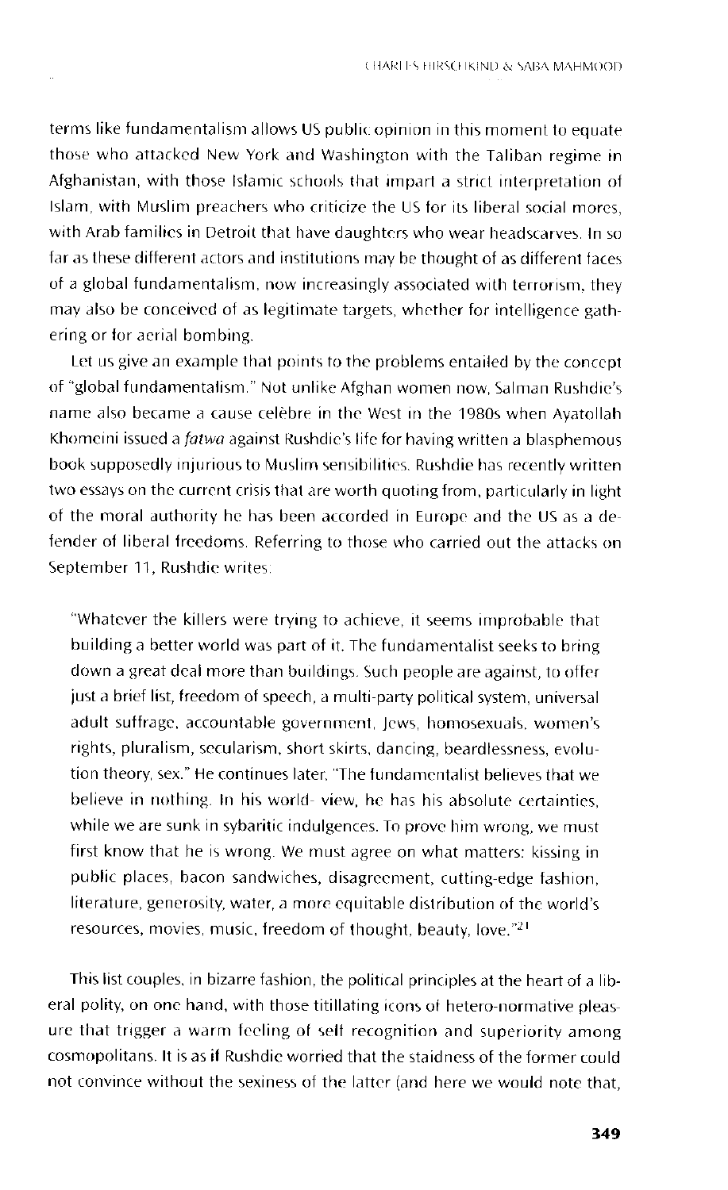terms like fundamentalism allows US public opinion in this moment to equate those who attacked New York and Washington with the Taliban regime in Afghanistan, with those Islamic schools that impart a strict interpretation of Islam, with Muslim preachers who criticize the US for its liberal social mores, with Arab families in Detroit that have daughters who wear headscarves. In so far as these different actors and institutions may be thought of as different faces of a global fundamentalism, now increasingly associated with terrorism, they may also be conceived of as legitimate targets, whether for intelligence gathering or for aerial bombing.

Let us give an example that points to the problems entailed by the concept of "global fundamentalism." Not unlike Afghan women now, Salman Rushdie's name also became a cause celèbre in the West in the 1980s when Ayatollah Khomeini issued a *fatwa* against Rushdie's life for having written a blasphemous book supposedly injurious to Muslim sensibilities. Rushdie has recently written two essays on the current crisis that are worth quoting from, particularly in light of the moral authority he has been accorded in Europe and the US as a defender of liberal freedoms. Referring to those who carried out the attacks on September 11, Rushdie writes:

> "Whatever the killers were trying to achieve, it seems improbable that building a better world was part of it. The fundamentalist seeks to bring down a great deal more than buildings. Such people are against, to offer just a brief list, freedom of speech, a multi-party political system, universal adult suffrage, accountable government, Jews, homosexuals, women's rights, pluralism, secularism, short skirts, dancing, beardlessness, evolution theory, sex." He continues later, "The fundamentalist believes that we believe in nothing. In his world- view, he has his absolute certainties, while we are sunk in sybaritic indulgences. To prove him wrong, we must first know that he is wrong. We must agree on what matters: kissing in public places, bacon sandwiches, disagreement, cutting-edge fashion, literature, generosity, water, a more equitable distribution of the world's resources, movies, music, freedom of thought, beauty, love."[21]

This list couples, in bizarre fashion, the political principles at the heart of a liberal polity, on one hand, with those titillating icons of hetero-normative pleasure that trigger a warm feeling of self recognition and superiority among cosmopolitans. It is as if Rushdie worried that the staidness of the former could not convince without the sexiness of the latter (and here we would note that,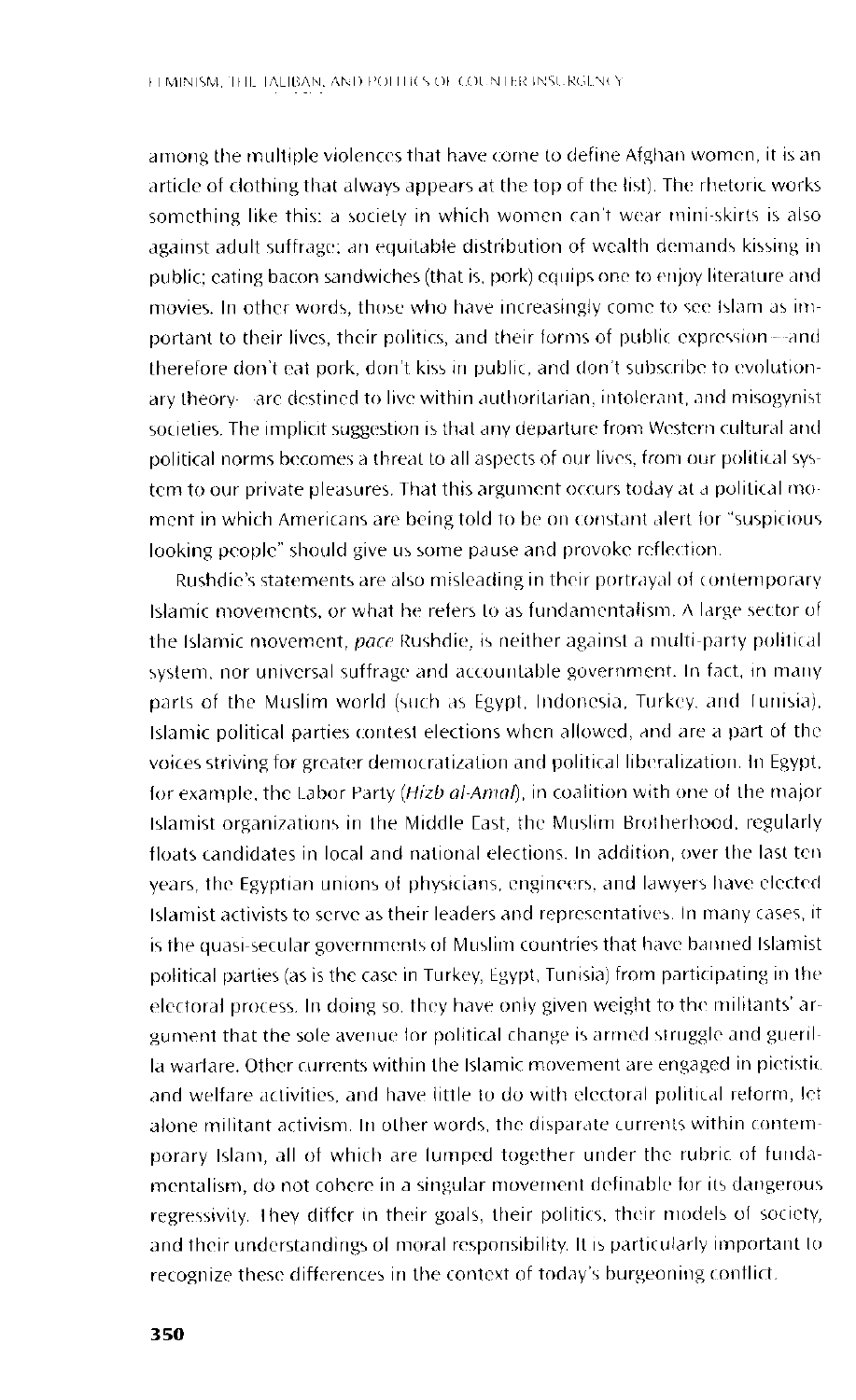among the multiple violences that have come to define Afghan women, it is an article of clothing that always appears at the top of the list). The rhetoric works something like this: a society in which women can't wear mini-skirts is also against adult suffrage; an equitable distribution of wealth demands kissing in public; eating bacon sandwiches (that is, pork) equips one to enjoy literature and movies. In other words, those who have increasingly come to see Islam as important to their lives, their politics, and their forms of public expression—and therefore don't eat pork, don't kiss in public, and don't subscribe to evolutionary theory—are destined to live within authoritarian, intolerant, and misogynist societies. The implicit suggestion is that any departure from Western cultural and political norms becomes a threat to all aspects of our lives, from our political system to our private pleasures. That this argument occurs today at a political moment in which Americans are being told to be on constant alert for "suspicious looking people" should give us some pause and provoke reflection.

Rushdie's statements are also misleading in their portrayal of contemporary Islamic movements, or what he refers to as fundamentalism. A large sector of the Islamic movement, *pace* Rushdie, is neither against a multi-party political system, nor universal suffrage and accountable government. In fact, in many parts of the Muslim world (such as Egypt, Indonesia, Turkey, and Tunisia), Islamic political parties contest elections when allowed, and are a part of the voices striving for greater democratization and political liberalization. In Egypt, for example, the Labor Party (*Hizb al-Amal*), in coalition with one of the major Islamist organizations in the Middle East, the Muslim Brotherhood, regularly floats candidates in local and national elections. In addition, over the last ten years, the Egyptian unions of physicians, engineers, and lawyers have elected Islamist activists to serve as their leaders and representatives. In many cases, it is the quasi-secular governments of Muslim countries that have banned Islamist political parties (as is the case in Turkey, Egypt, Tunisia) from participating in the electoral process. In doing so, they have only given weight to the militants' argument that the sole avenue for political change is armed struggle and guerilla warfare. Other currents within the Islamic movement are engaged in pietistic and welfare activities, and have little to do with electoral political reform, let alone militant activism. In other words, the disparate currents within contemporary Islam, all of which are lumped together under the rubric of fundamentalism, do not cohere in a singular movement definable for its dangerous regressivity. They differ in their goals, their politics, their models of society, and their understandings of moral responsibility. It is particularly important to recognize these differences in the context of today's burgeoning conflict.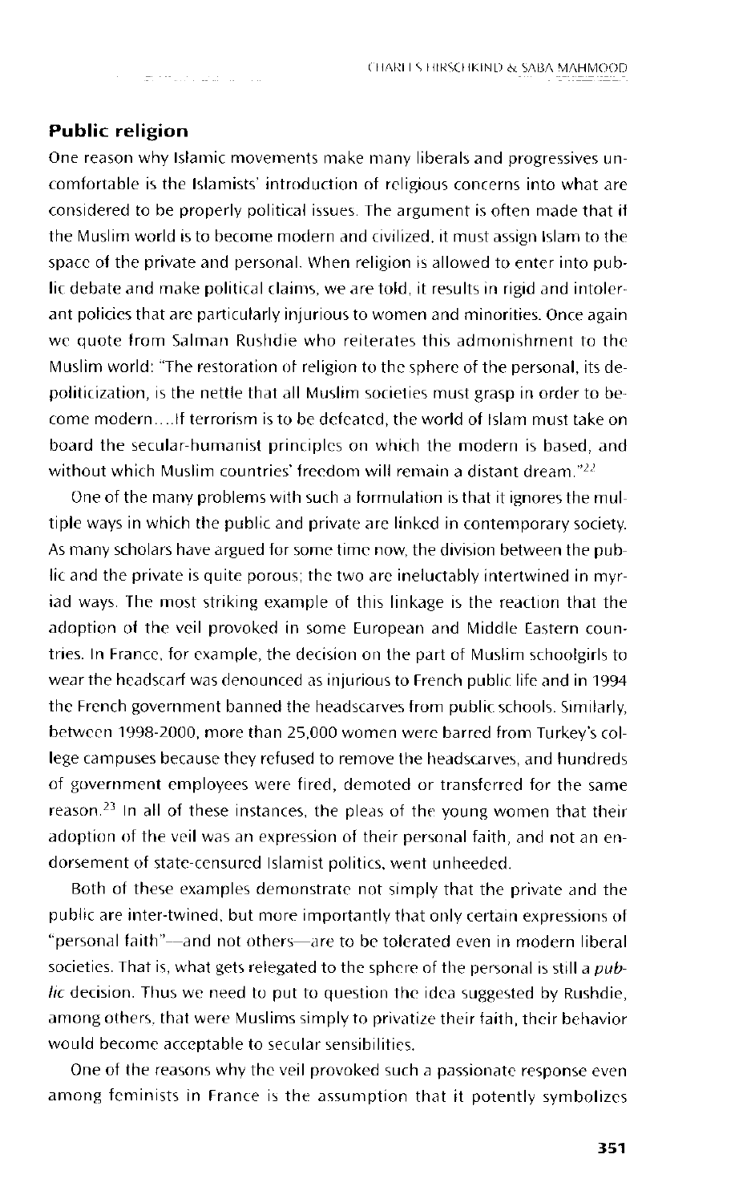## Public religion

One reason why Islamic movements make many liberals and progressives uncomfortable is the Islamists' introduction of religious concerns into what are considered to be properly political issues. The argument is often made that if the Muslim world is to become modern and civilized, it must assign Islam to the space of the private and personal. When religion is allowed to enter into public debate and make political claims, we are told, it results in rigid and intolerant policies that are particularly injurious to women and minorities. Once again we quote from Salman Rushdie who reiterates this admonishment to the Muslim world: "The restoration of religion to the sphere of the personal, its depoliticization, is the nettle that all Muslim societies must grasp in order to become modern….If terrorism is to be defeated, the world of Islam must take on board the secular-humanist principles on which the modern is based, and without which Muslim countries' freedom will remain a distant dream."[22]

One of the many problems with such a formulation is that it ignores the multiple ways in which the public and private are linked in contemporary society. As many scholars have argued for some time now, the division between the public and the private is quite porous; the two are ineluctably intertwined in myriad ways. The most striking example of this linkage is the reaction that the adoption of the veil provoked in some European and Middle Eastern countries. In France, for example, the decision on the part of Muslim schoolgirls to wear the headscarf was denounced as injurious to French public life and in 1994 the French government banned the headscarves from public schools. Similarly, between 1998-2000, more than 25,000 women were barred from Turkey's college campuses because they refused to remove the headscarves, and hundreds of government employees were fired, demoted or transferred for the same reason.[23] In all of these instances, the pleas of the young women that their adoption of the veil was an expression of their personal faith, and not an endorsement of state-censured Islamist politics, went unheeded.

Both of these examples demonstrate not simply that the private and the public are inter-twined, but more importantly that only certain expressions of "personal faith"—and not others—are to be tolerated even in modern liberal societies. That is, what gets relegated to the sphere of the personal is still a *public* decision. Thus we need to put to question the idea suggested by Rushdie, among others, that were Muslims simply to privatize their faith, their behavior would become acceptable to secular sensibilities.

One of the reasons why the veil provoked such a passionate response even among feminists in France is the assumption that it potently symbolizes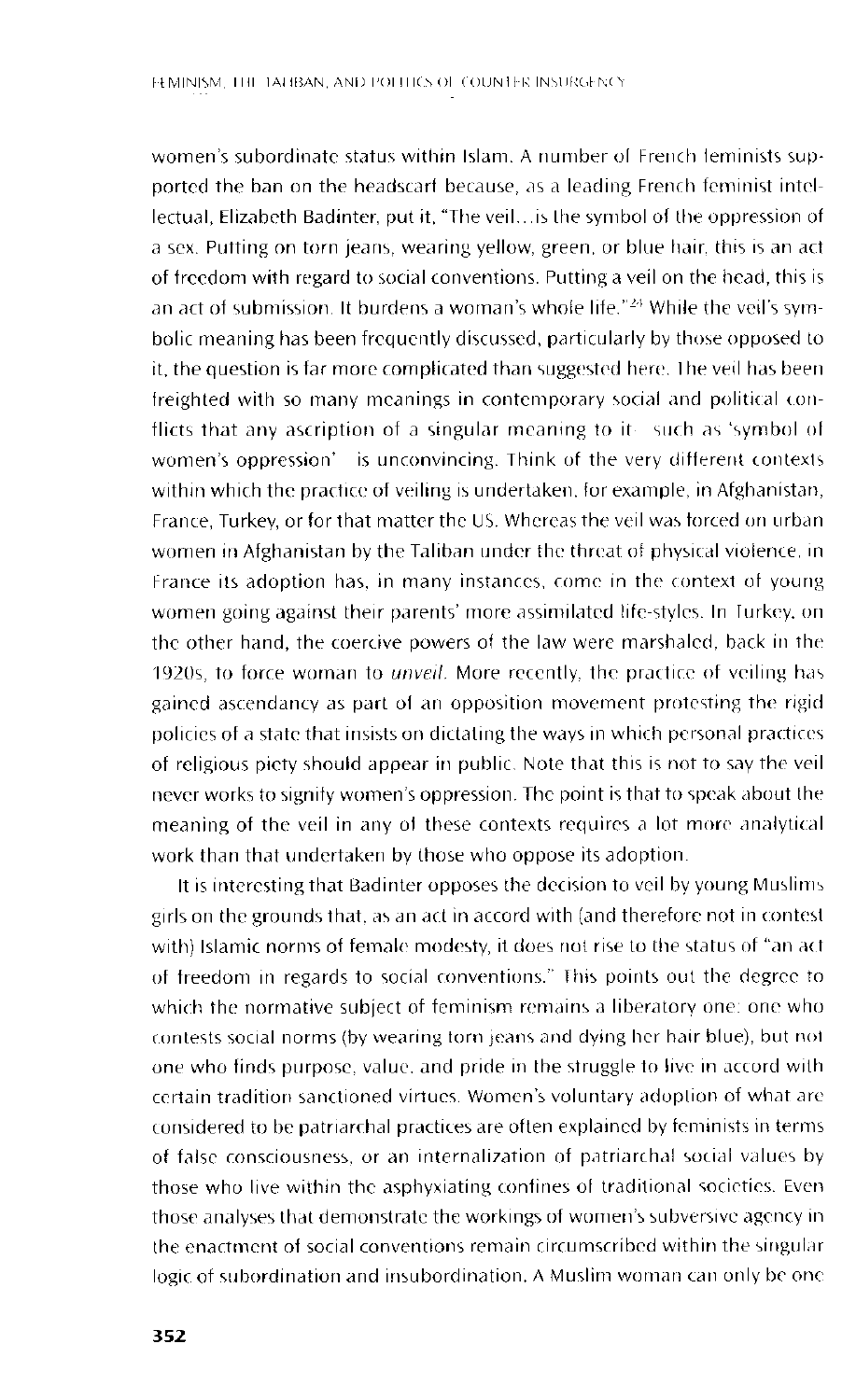women's subordinate status within Islam. A number of French feminists supported the ban on the headscarf because, as a leading French feminist intellectual, Elizabeth Badinter, put it, "The veil...is the symbol of the oppression of a sex. Putting on torn jeans, wearing yellow, green, or blue hair, this is an act of freedom with regard to social conventions. Putting a veil on the head, this is an act of submission. It burdens a woman's whole life."[24] While the veil's symbolic meaning has been frequently discussed, particularly by those opposed to it, the question is far more complicated than suggested here. The veil has been freighted with so many meanings in contemporary social and political conflicts that any ascription of a singular meaning to it—such as 'symbol of women's oppression'—is unconvincing. Think of the very different contexts within which the practice of veiling is undertaken, for example, in Afghanistan, France, Turkey, or for that matter the US. Whereas the veil was forced on urban women in Afghanistan by the Taliban under the threat of physical violence, in France its adoption has, in many instances, come in the context of young women going against their parents' more assimilated life-styles. In Turkey, on the other hand, the coercive powers of the law were marshaled, back in the 1920s, to force woman to *unveil*. More recently, the practice of veiling has gained ascendancy as part of an opposition movement protesting the rigid policies of a state that insists on dictating the ways in which personal practices of religious piety should appear in public. Note that this is not to say the veil never works to signify women's oppression. The point is that to speak about the meaning of the veil in any of these contexts requires a lot more analytical work than that undertaken by those who oppose its adoption.

It is interesting that Badinter opposes the decision to veil by young Muslims girls on the grounds that, as an act in accord with (and therefore not in contest with) Islamic norms of female modesty, it does not rise to the status of "an act of freedom in regards to social conventions." This points out the degree to which the normative subject of feminism remains a liberatory one: one who contests social norms (by wearing torn jeans and dying her hair blue), but not one who finds purpose, value, and pride in the struggle to live in accord with certain tradition sanctioned virtues. Women's voluntary adoption of what are considered to be patriarchal practices are often explained by feminists in terms of false consciousness, or an internalization of patriarchal social values by those who live within the asphyxiating confines of traditional societies. Even those analyses that demonstrate the workings of women's subversive agency in the enactment of social conventions remain circumscribed within the singular logic of subordination and insubordination. A Muslim woman can only be one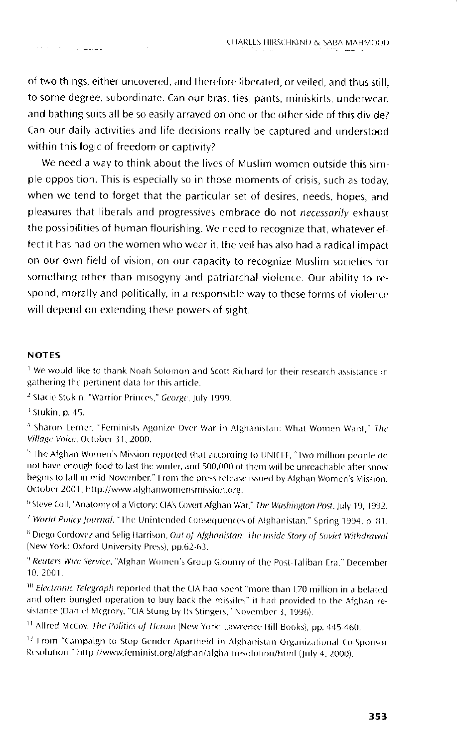of two things, either uncovered, and therefore liberated, or veiled, and thus still, to some degree, subordinate. Can our bras, ties, pants, miniskirts, underwear, and bathing suits all be so easily arrayed on one or the other side of this divide? Can our daily activities and life decisions really be captured and understood within this logic of freedom or captivity?

We need a way to think about the lives of Muslim women outside this simple opposition. This is especially so in those moments of crisis, such as today, when we tend to forget that the particular set of desires, needs, hopes, and pleasures that liberals and progressives embrace do not *necessarily* exhaust the possibilities of human flourishing. We need to recognize that, whatever effect it has had on the women who wear it, the veil has also had a radical impact on our own field of vision, on our capacity to recognize Muslim societies for something other than misogyny and patriarchal violence. Our ability to respond, morally and politically, in a responsible way to these forms of violence will depend on extending these powers of sight.

## NOTES

[1] We would like to thank Noah Solomon and Scott Richard for their research assistance in gathering the pertinent data for this article.

[2] Stacie Stukin, "Warrior Princes," *George*, July 1999.

[3] Stukin, p. 45.

[4] Sharon Lerner, "Feminists Agonize Over War in Afghanistan: What Women Want," *The Village Voice*, October 31, 2000.

[5] The Afghan Women's Mission reported that according to UNICEF, "Two million people do not have enough food to last the winter, and 500,000 of them will be unreachable after snow begins to fall in mid-November." From the press release issued by Afghan Women's Mission, October 2001, http://www.afghanwomensmission.org.

[6] Steve Coll, "Anatomy of a Victory: CIA's Covert Afghan War," *The Washington Post*, July 19, 1992.

[7] *World Policy Journal*, "The Unintended Consequences of Afghanistan," Spring 1994, p. 81.

[8] Diego Cordovez and Selig Harrison, *Out of Afghanistan: The Inside Story of Soviet Withdrawal* (New York: Oxford University Press), pp.62-63.

[9] *Reuters Wire Service*, "Afghan Women's Group Gloomy of the Post-Taliban Era," December 10, 2001.

[10] *Electronic Telegraph* reported that the CIA had spent "more than £70 million in a belated and often bungled operation to buy back the missiles" it had provided to the Afghan resistance (Daniel Mcgrory, "CIA Stung by Its Stingers," November 3, 1996).

[11] Alfred McCoy, *The Politics of Heroin* (New York: Lawrence Hill Books), pp. 445-460.

[12] From "Campaign to Stop Gender Apartheid in Afghanistan Organizational Co-Sponsor Resolution," http://www.feminist.org/afghan/afghanresolution/html (July 4, 2000).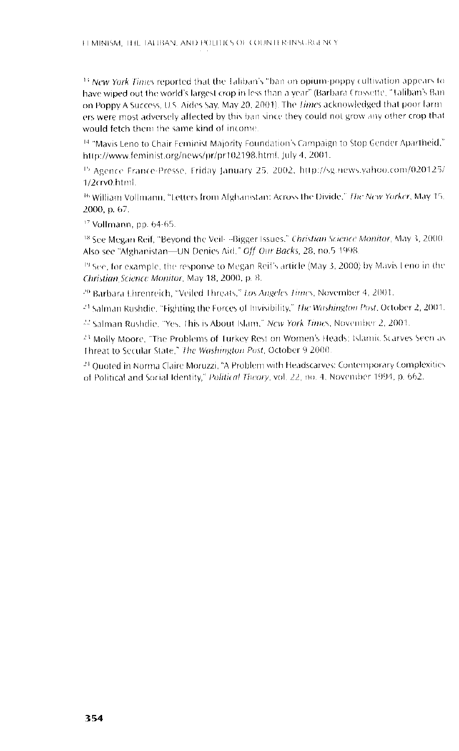[13] *New York Times* reported that the Taliban's "ban on opium-poppy cultivation appears to have wiped out the world's largest crop in less than a year" (Barbara Crossette, "Taliban's Ban on Poppy A Success, U.S. Aides Say, May 20, 2001). The *Times* acknowledged that poor farmers were most adversely affected by this ban since they could not grow any other crop that would fetch them the same kind of income.

[14] "Mavis Leno to Chair Feminist Majority Foundation's Campaign to Stop Gender Apartheid," http://www.feminist.org/news/pr/pr102198.html, July 4, 2001.

[15] Agence France-Presse, Friday January 25, 2002, http://sg.news.yahoo.com/020125/1/2crv0.html.

[16] William Vollmann, "Letters from Afghanistan: Across the Divide," *The New Yorker*, May 15, 2000, p. 67.

[17] Vollmann, pp. 64-65.

[18] See Megan Reif, "Beyond the Veil- -Bigger Issues," *Christian Science Monitor*, May 3, 2000. Also see "Afghanistan—UN Denies Aid," *Off Our Backs*, 28, no.5 1998.

[19] See, for example, the response to Megan Reif's article (May 3, 2000) by Mavis Leno in the *Christian Science Monitor*, May 18, 2000, p. 8.

[20] Barbara Ehrenreich, "Veiled Threats," *Los Angeles Times*, November 4, 2001.

[21] Salman Rushdie, "Fighting the Forces of Invisibility," *The Washington Post*, October 2, 2001.

[22] Salman Rushdie, "Yes, This is About Islam," *New York Times*, November 2, 2001.

[23] Molly Moore, "The Problems of Turkey Rest on Women's Heads: Islamic Scarves Seen as Threat to Secular State," *The Washington Post*, October 9 2000.

[24] Quoted in Norma Claire Moruzzi, "A Problem with Headscarves: Contemporary Complexities of Political and Social Identity," *Political Theory*, vol. 22, no. 4, November 1994, p. 662.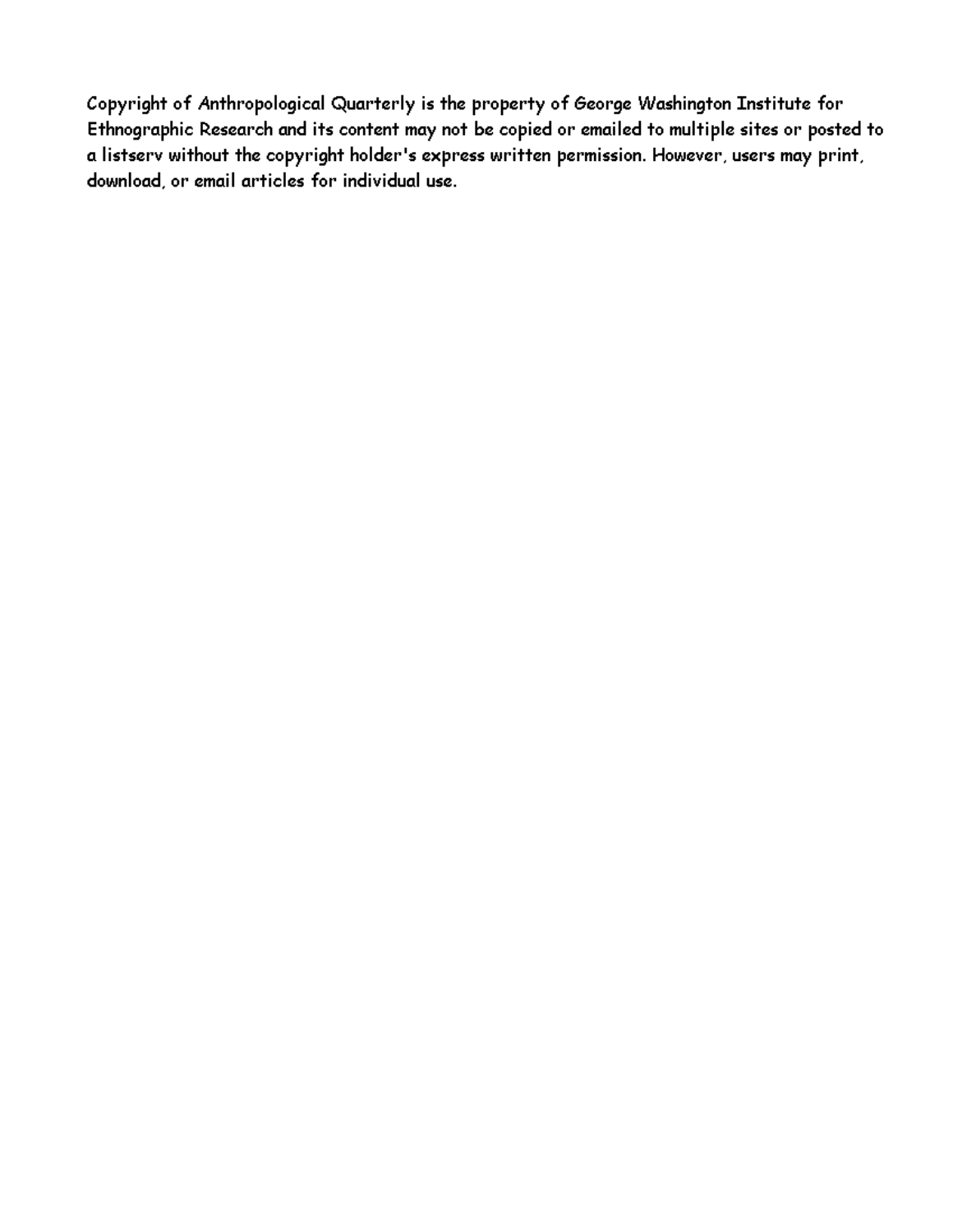Copyright of Anthropological Quarterly is the property of George Washington Institute for Ethnographic Research and its content may not be copied or emailed to multiple sites or posted to a listserv without the copyright holder's express written permission. However, users may print, download, or email articles for individual use.